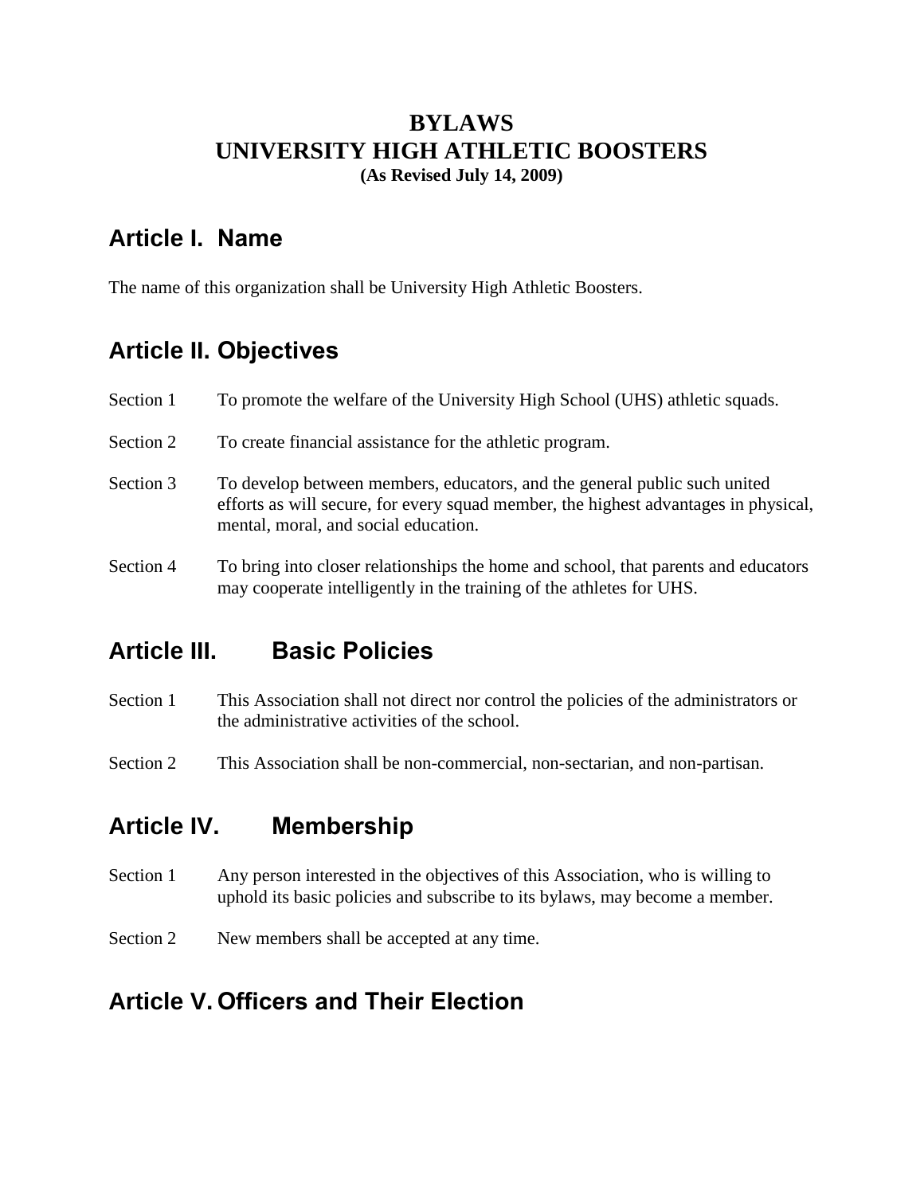# BYLAWS
# UNIVERSITY HIGH ATHLETIC BOOSTERS
**(As Revised July 14, 2009)**

## Article I. Name

The name of this organization shall be University High Athletic Boosters.

## Article II. Objectives

Section 1 To promote the welfare of the University High School (UHS) athletic squads.

Section 2 To create financial assistance for the athletic program.

Section 3 To develop between members, educators, and the general public such united efforts as will secure, for every squad member, the highest advantages in physical, mental, moral, and social education.

Section 4 To bring into closer relationships the home and school, that parents and educators may cooperate intelligently in the training of the athletes for UHS.

## Article III. Basic Policies

Section 1 This Association shall not direct nor control the policies of the administrators or the administrative activities of the school.

Section 2 This Association shall be non-commercial, non-sectarian, and non-partisan.

## Article IV. Membership

Section 1 Any person interested in the objectives of this Association, who is willing to uphold its basic policies and subscribe to its bylaws, may become a member.

Section 2 New members shall be accepted at any time.

## Article V. Officers and Their Election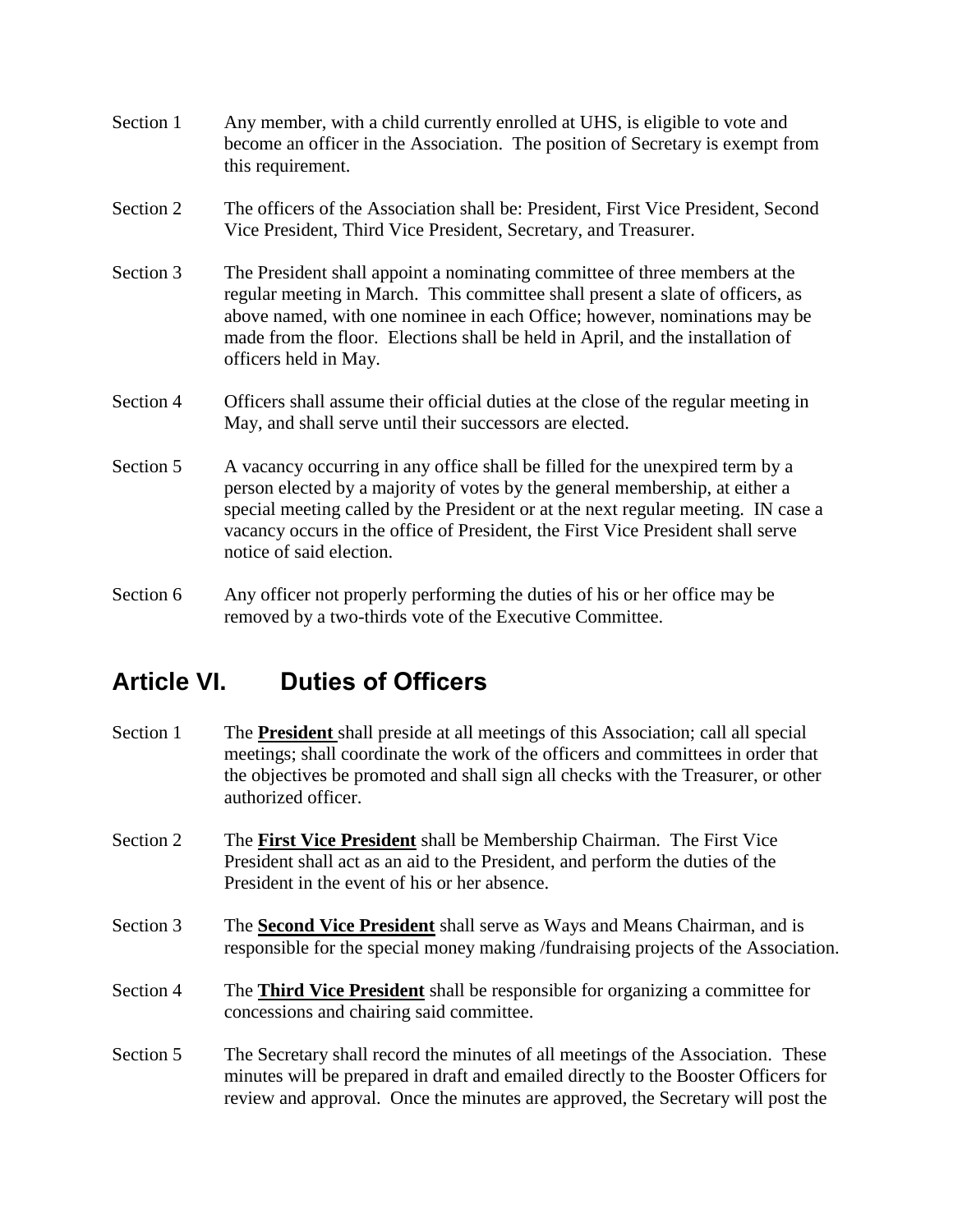Section 1 Any member, with a child currently enrolled at UHS, is eligible to vote and become an officer in the Association. The position of Secretary is exempt from this requirement.

Section 2 The officers of the Association shall be: President, First Vice President, Second Vice President, Third Vice President, Secretary, and Treasurer.

Section 3 The President shall appoint a nominating committee of three members at the regular meeting in March. This committee shall present a slate of officers, as above named, with one nominee in each Office; however, nominations may be made from the floor. Elections shall be held in April, and the installation of officers held in May.

Section 4 Officers shall assume their official duties at the close of the regular meeting in May, and shall serve until their successors are elected.

Section 5 A vacancy occurring in any office shall be filled for the unexpired term by a person elected by a majority of votes by the general membership, at either a special meeting called by the President or at the next regular meeting. IN case a vacancy occurs in the office of President, the First Vice President shall serve notice of said election.

Section 6 Any officer not properly performing the duties of his or her office may be removed by a two-thirds vote of the Executive Committee.

## Article VI. Duties of Officers

Section 1 The **President** shall preside at all meetings of this Association; call all special meetings; shall coordinate the work of the officers and committees in order that the objectives be promoted and shall sign all checks with the Treasurer, or other authorized officer.

Section 2 The **First Vice President** shall be Membership Chairman. The First Vice President shall act as an aid to the President, and perform the duties of the President in the event of his or her absence.

Section 3 The **Second Vice President** shall serve as Ways and Means Chairman, and is responsible for the special money making /fundraising projects of the Association.

Section 4 The **Third Vice President** shall be responsible for organizing a committee for concessions and chairing said committee.

Section 5 The Secretary shall record the minutes of all meetings of the Association. These minutes will be prepared in draft and emailed directly to the Booster Officers for review and approval. Once the minutes are approved, the Secretary will post the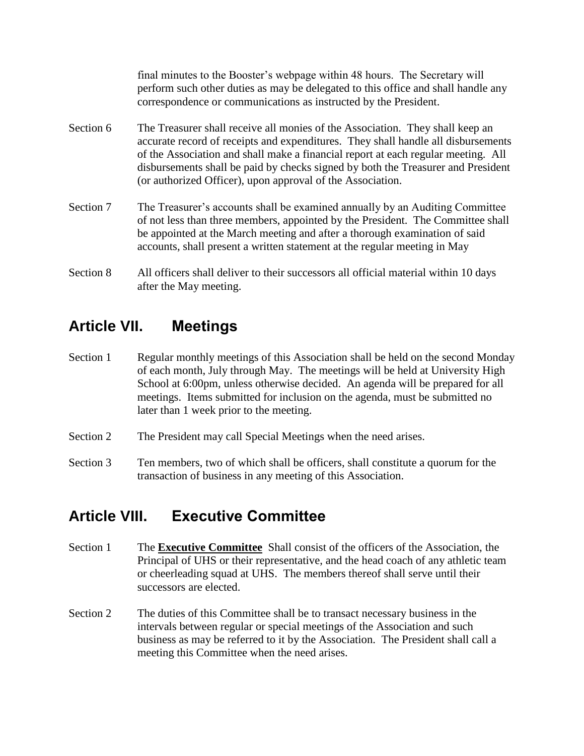final minutes to the Booster's webpage within 48 hours. The Secretary will perform such other duties as may be delegated to this office and shall handle any correspondence or communications as instructed by the President.

Section 6 The Treasurer shall receive all monies of the Association. They shall keep an accurate record of receipts and expenditures. They shall handle all disbursements of the Association and shall make a financial report at each regular meeting. All disbursements shall be paid by checks signed by both the Treasurer and President (or authorized Officer), upon approval of the Association.

Section 7 The Treasurer's accounts shall be examined annually by an Auditing Committee of not less than three members, appointed by the President. The Committee shall be appointed at the March meeting and after a thorough examination of said accounts, shall present a written statement at the regular meeting in May

Section 8 All officers shall deliver to their successors all official material within 10 days after the May meeting.

## Article VII. Meetings

Section 1 Regular monthly meetings of this Association shall be held on the second Monday of each month, July through May. The meetings will be held at University High School at 6:00pm, unless otherwise decided. An agenda will be prepared for all meetings. Items submitted for inclusion on the agenda, must be submitted no later than 1 week prior to the meeting.

Section 2 The President may call Special Meetings when the need arises.

Section 3 Ten members, two of which shall be officers, shall constitute a quorum for the transaction of business in any meeting of this Association.

## Article VIII. Executive Committee

Section 1 The **Executive Committee** Shall consist of the officers of the Association, the Principal of UHS or their representative, and the head coach of any athletic team or cheerleading squad at UHS. The members thereof shall serve until their successors are elected.

Section 2 The duties of this Committee shall be to transact necessary business in the intervals between regular or special meetings of the Association and such business as may be referred to it by the Association. The President shall call a meeting this Committee when the need arises.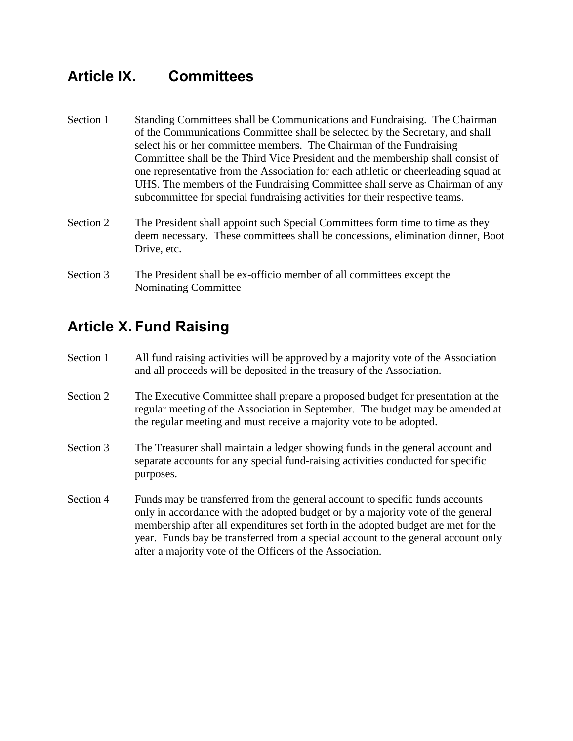## Article IX. Committees

Section 1 Standing Committees shall be Communications and Fundraising. The Chairman of the Communications Committee shall be selected by the Secretary, and shall select his or her committee members. The Chairman of the Fundraising Committee shall be the Third Vice President and the membership shall consist of one representative from the Association for each athletic or cheerleading squad at UHS. The members of the Fundraising Committee shall serve as Chairman of any subcommittee for special fundraising activities for their respective teams.

Section 2 The President shall appoint such Special Committees form time to time as they deem necessary. These committees shall be concessions, elimination dinner, Boot Drive, etc.

Section 3 The President shall be ex-officio member of all committees except the Nominating Committee

## Article X. Fund Raising

Section 1 All fund raising activities will be approved by a majority vote of the Association and all proceeds will be deposited in the treasury of the Association.

Section 2 The Executive Committee shall prepare a proposed budget for presentation at the regular meeting of the Association in September. The budget may be amended at the regular meeting and must receive a majority vote to be adopted.

Section 3 The Treasurer shall maintain a ledger showing funds in the general account and separate accounts for any special fund-raising activities conducted for specific purposes.

Section 4 Funds may be transferred from the general account to specific funds accounts only in accordance with the adopted budget or by a majority vote of the general membership after all expenditures set forth in the adopted budget are met for the year. Funds bay be transferred from a special account to the general account only after a majority vote of the Officers of the Association.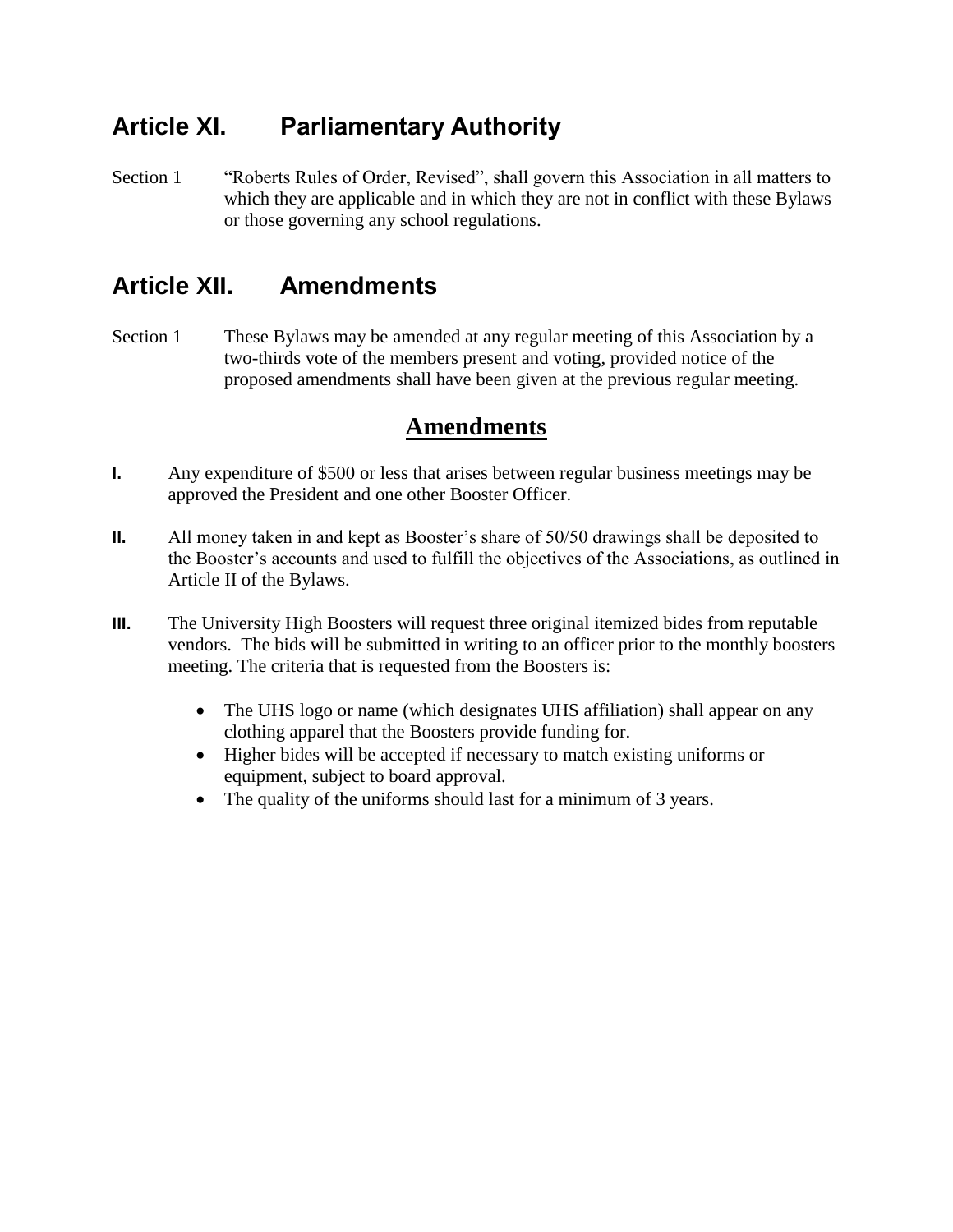## Article XI. Parliamentary Authority

Section 1 "Roberts Rules of Order, Revised", shall govern this Association in all matters to which they are applicable and in which they are not in conflict with these Bylaws or those governing any school regulations.

## Article XII. Amendments

Section 1 These Bylaws may be amended at any regular meeting of this Association by a two-thirds vote of the members present and voting, provided notice of the proposed amendments shall have been given at the previous regular meeting.

## Amendments

**I.** Any expenditure of $500 or less that arises between regular business meetings may be approved the President and one other Booster Officer.

**II.** All money taken in and kept as Booster's share of 50/50 drawings shall be deposited to the Booster's accounts and used to fulfill the objectives of the Associations, as outlined in Article II of the Bylaws.

**III.** The University High Boosters will request three original itemized bides from reputable vendors. The bids will be submitted in writing to an officer prior to the monthly boosters meeting. The criteria that is requested from the Boosters is:

- The UHS logo or name (which designates UHS affiliation) shall appear on any clothing apparel that the Boosters provide funding for.
- Higher bides will be accepted if necessary to match existing uniforms or equipment, subject to board approval.
- The quality of the uniforms should last for a minimum of 3 years.